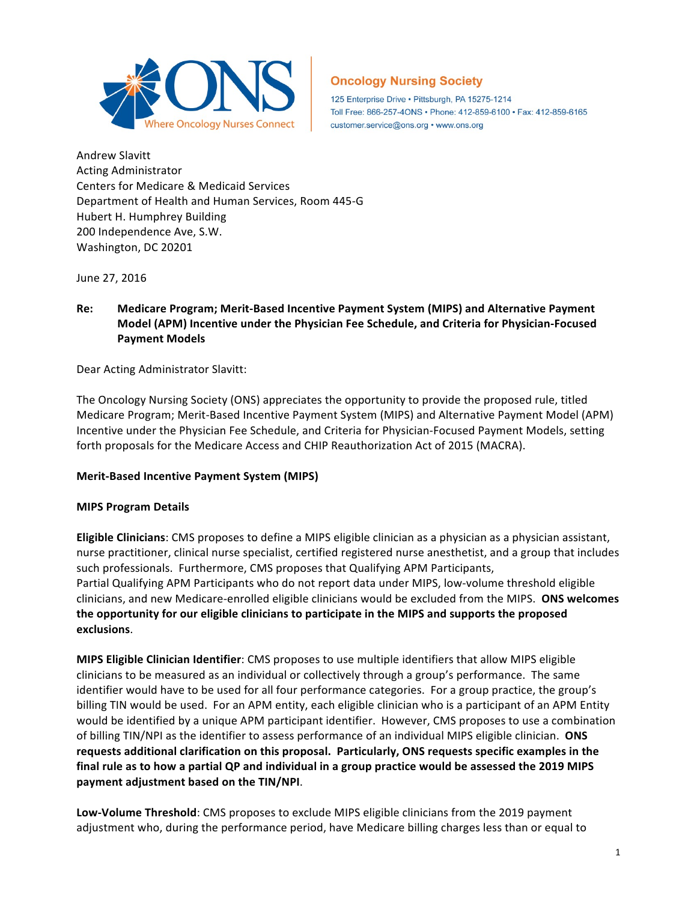Oncology Nursing Society

125 Enterprise Drive • Pittsburgh, PA 15275-1214
Toll Free: 866-257-4ONS • Phone: 412-859-6100 • Fax: 412-859-6165
customer.service@ons.org • www.ons.org

Andrew Slavitt
Acting Administrator
Centers for Medicare & Medicaid Services
Department of Health and Human Services, Room 445-G
Hubert H. Humphrey Building
200 Independence Ave, S.W.
Washington, DC 20201

June 27, 2016

**Re: Medicare Program; Merit-Based Incentive Payment System (MIPS) and Alternative Payment Model (APM) Incentive under the Physician Fee Schedule, and Criteria for Physician-Focused Payment Models**

Dear Acting Administrator Slavitt:

The Oncology Nursing Society (ONS) appreciates the opportunity to provide the proposed rule, titled Medicare Program; Merit-Based Incentive Payment System (MIPS) and Alternative Payment Model (APM) Incentive under the Physician Fee Schedule, and Criteria for Physician-Focused Payment Models, setting forth proposals for the Medicare Access and CHIP Reauthorization Act of 2015 (MACRA).

**Merit-Based Incentive Payment System (MIPS)**

**MIPS Program Details**

**Eligible Clinicians**: CMS proposes to define a MIPS eligible clinician as a physician as a physician assistant, nurse practitioner, clinical nurse specialist, certified registered nurse anesthetist, and a group that includes such professionals. Furthermore, CMS proposes that Qualifying APM Participants, Partial Qualifying APM Participants who do not report data under MIPS, low-volume threshold eligible clinicians, and new Medicare-enrolled eligible clinicians would be excluded from the MIPS. **ONS welcomes the opportunity for our eligible clinicians to participate in the MIPS and supports the proposed exclusions**.

**MIPS Eligible Clinician Identifier**: CMS proposes to use multiple identifiers that allow MIPS eligible clinicians to be measured as an individual or collectively through a group's performance. The same identifier would have to be used for all four performance categories. For a group practice, the group's billing TIN would be used. For an APM entity, each eligible clinician who is a participant of an APM Entity would be identified by a unique APM participant identifier. However, CMS proposes to use a combination of billing TIN/NPI as the identifier to assess performance of an individual MIPS eligible clinician. **ONS requests additional clarification on this proposal. Particularly, ONS requests specific examples in the final rule as to how a partial QP and individual in a group practice would be assessed the 2019 MIPS payment adjustment based on the TIN/NPI**.

**Low-Volume Threshold**: CMS proposes to exclude MIPS eligible clinicians from the 2019 payment adjustment who, during the performance period, have Medicare billing charges less than or equal to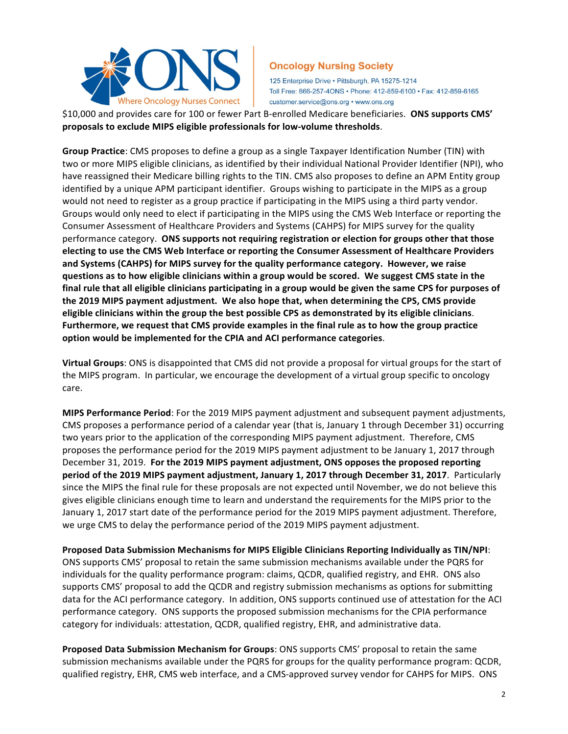$10,000 and provides care for 100 or fewer Part B-enrolled Medicare beneficiaries. **ONS supports CMS' proposals to exclude MIPS eligible professionals for low-volume thresholds**.

**Group Practice**: CMS proposes to define a group as a single Taxpayer Identification Number (TIN) with two or more MIPS eligible clinicians, as identified by their individual National Provider Identifier (NPI), who have reassigned their Medicare billing rights to the TIN. CMS also proposes to define an APM Entity group identified by a unique APM participant identifier. Groups wishing to participate in the MIPS as a group would not need to register as a group practice if participating in the MIPS using a third party vendor. Groups would only need to elect if participating in the MIPS using the CMS Web Interface or reporting the Consumer Assessment of Healthcare Providers and Systems (CAHPS) for MIPS survey for the quality performance category. **ONS supports not requiring registration or election for groups other that those electing to use the CMS Web Interface or reporting the Consumer Assessment of Healthcare Providers and Systems (CAHPS) for MIPS survey for the quality performance category. However, we raise questions as to how eligible clinicians within a group would be scored. We suggest CMS state in the final rule that all eligible clinicians participating in a group would be given the same CPS for purposes of the 2019 MIPS payment adjustment. We also hope that, when determining the CPS, CMS provide eligible clinicians within the group the best possible CPS as demonstrated by its eligible clinicians. Furthermore, we request that CMS provide examples in the final rule as to how the group practice option would be implemented for the CPIA and ACI performance categories**.

**Virtual Groups**: ONS is disappointed that CMS did not provide a proposal for virtual groups for the start of the MIPS program. In particular, we encourage the development of a virtual group specific to oncology care.

**MIPS Performance Period**: For the 2019 MIPS payment adjustment and subsequent payment adjustments, CMS proposes a performance period of a calendar year (that is, January 1 through December 31) occurring two years prior to the application of the corresponding MIPS payment adjustment. Therefore, CMS proposes the performance period for the 2019 MIPS payment adjustment to be January 1, 2017 through December 31, 2019. **For the 2019 MIPS payment adjustment, ONS opposes the proposed reporting period of the 2019 MIPS payment adjustment, January 1, 2017 through December 31, 2017**. Particularly since the MIPS the final rule for these proposals are not expected until November, we do not believe this gives eligible clinicians enough time to learn and understand the requirements for the MIPS prior to the January 1, 2017 start date of the performance period for the 2019 MIPS payment adjustment. Therefore, we urge CMS to delay the performance period of the 2019 MIPS payment adjustment.

**Proposed Data Submission Mechanisms for MIPS Eligible Clinicians Reporting Individually as TIN/NPI**: ONS supports CMS' proposal to retain the same submission mechanisms available under the PQRS for individuals for the quality performance program: claims, QCDR, qualified registry, and EHR. ONS also supports CMS' proposal to add the QCDR and registry submission mechanisms as options for submitting data for the ACI performance category. In addition, ONS supports continued use of attestation for the ACI performance category. ONS supports the proposed submission mechanisms for the CPIA performance category for individuals: attestation, QCDR, qualified registry, EHR, and administrative data.

**Proposed Data Submission Mechanism for Groups**: ONS supports CMS' proposal to retain the same submission mechanisms available under the PQRS for groups for the quality performance program: QCDR, qualified registry, EHR, CMS web interface, and a CMS-approved survey vendor for CAHPS for MIPS. ONS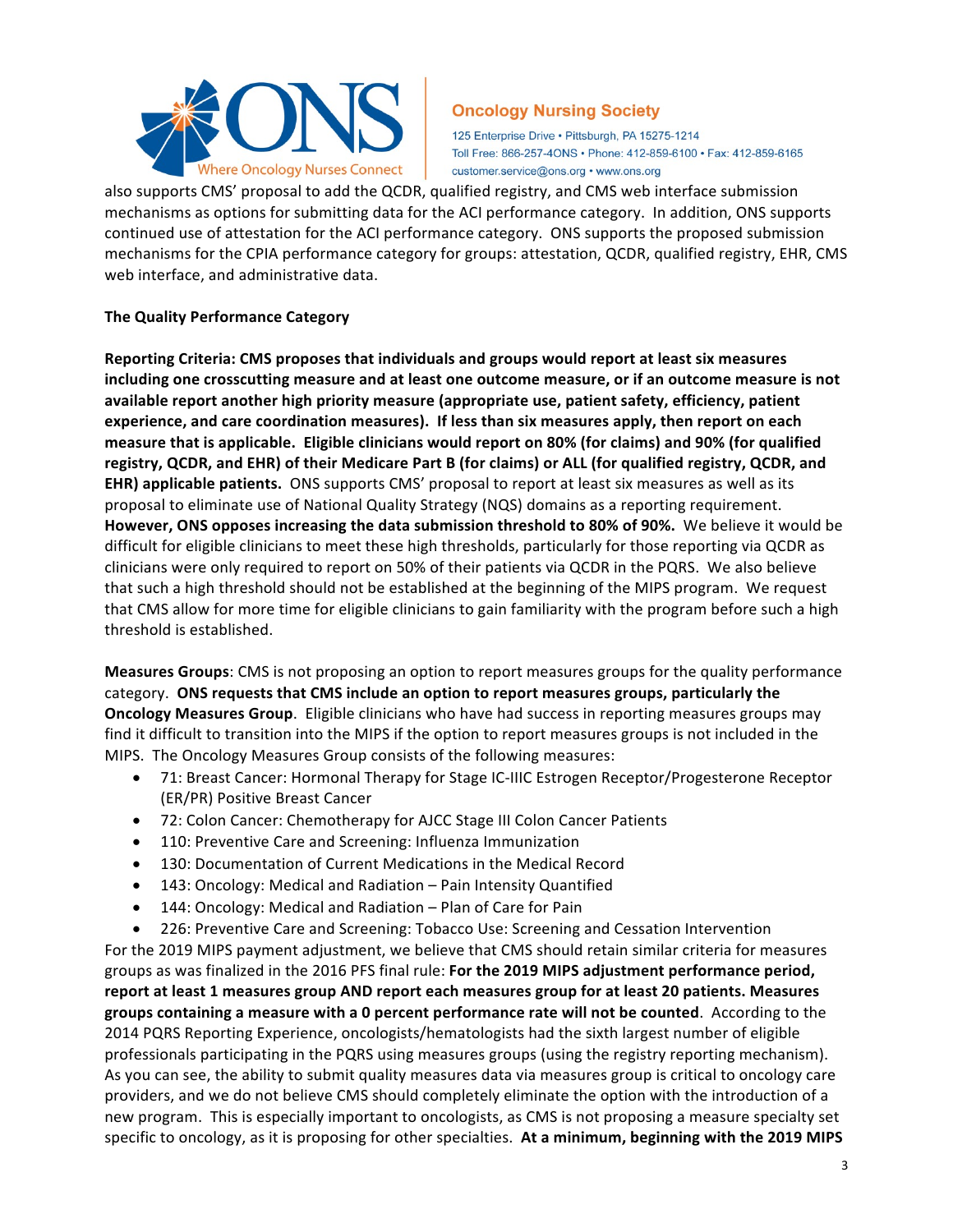also supports CMS' proposal to add the QCDR, qualified registry, and CMS web interface submission mechanisms as options for submitting data for the ACI performance category. In addition, ONS supports continued use of attestation for the ACI performance category. ONS supports the proposed submission mechanisms for the CPIA performance category for groups: attestation, QCDR, qualified registry, EHR, CMS web interface, and administrative data.

**The Quality Performance Category**

**Reporting Criteria: CMS proposes that individuals and groups would report at least six measures including one crosscutting measure and at least one outcome measure, or if an outcome measure is not available report another high priority measure (appropriate use, patient safety, efficiency, patient experience, and care coordination measures). If less than six measures apply, then report on each measure that is applicable. Eligible clinicians would report on 80% (for claims) and 90% (for qualified registry, QCDR, and EHR) of their Medicare Part B (for claims) or ALL (for qualified registry, QCDR, and EHR) applicable patients.** ONS supports CMS' proposal to report at least six measures as well as its proposal to eliminate use of National Quality Strategy (NQS) domains as a reporting requirement. **However, ONS opposes increasing the data submission threshold to 80% of 90%.** We believe it would be difficult for eligible clinicians to meet these high thresholds, particularly for those reporting via QCDR as clinicians were only required to report on 50% of their patients via QCDR in the PQRS. We also believe that such a high threshold should not be established at the beginning of the MIPS program. We request that CMS allow for more time for eligible clinicians to gain familiarity with the program before such a high threshold is established.

**Measures Groups**: CMS is not proposing an option to report measures groups for the quality performance category. **ONS requests that CMS include an option to report measures groups, particularly the Oncology Measures Group**. Eligible clinicians who have had success in reporting measures groups may find it difficult to transition into the MIPS if the option to report measures groups is not included in the MIPS. The Oncology Measures Group consists of the following measures:

- 71: Breast Cancer: Hormonal Therapy for Stage IC-IIIC Estrogen Receptor/Progesterone Receptor (ER/PR) Positive Breast Cancer
- 72: Colon Cancer: Chemotherapy for AJCC Stage III Colon Cancer Patients
- 110: Preventive Care and Screening: Influenza Immunization
- 130: Documentation of Current Medications in the Medical Record
- 143: Oncology: Medical and Radiation – Pain Intensity Quantified
- 144: Oncology: Medical and Radiation – Plan of Care for Pain
- 226: Preventive Care and Screening: Tobacco Use: Screening and Cessation Intervention

For the 2019 MIPS payment adjustment, we believe that CMS should retain similar criteria for measures groups as was finalized in the 2016 PFS final rule: **For the 2019 MIPS adjustment performance period, report at least 1 measures group AND report each measures group for at least 20 patients. Measures groups containing a measure with a 0 percent performance rate will not be counted**. According to the 2014 PQRS Reporting Experience, oncologists/hematologists had the sixth largest number of eligible professionals participating in the PQRS using measures groups (using the registry reporting mechanism). As you can see, the ability to submit quality measures data via measures group is critical to oncology care providers, and we do not believe CMS should completely eliminate the option with the introduction of a new program. This is especially important to oncologists, as CMS is not proposing a measure specialty set specific to oncology, as it is proposing for other specialties. **At a minimum, beginning with the 2019 MIPS**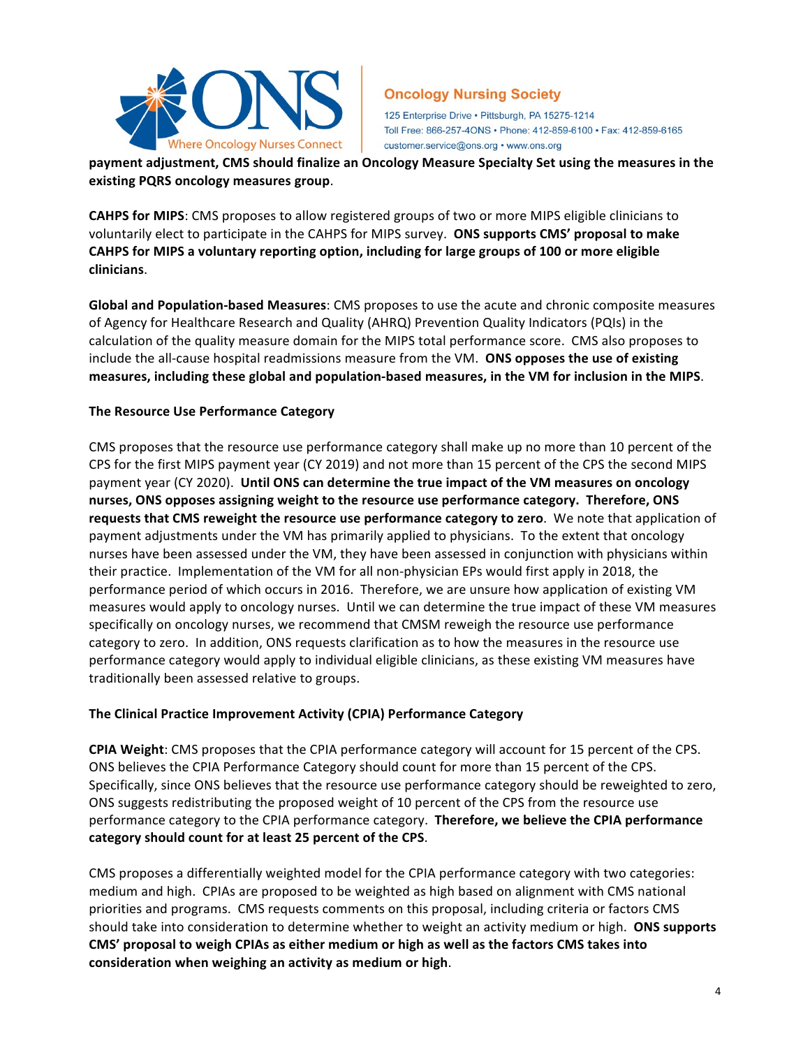**payment adjustment, CMS should finalize an Oncology Measure Specialty Set using the measures in the existing PQRS oncology measures group**.

**CAHPS for MIPS**: CMS proposes to allow registered groups of two or more MIPS eligible clinicians to voluntarily elect to participate in the CAHPS for MIPS survey. **ONS supports CMS' proposal to make CAHPS for MIPS a voluntary reporting option, including for large groups of 100 or more eligible clinicians**.

**Global and Population-based Measures**: CMS proposes to use the acute and chronic composite measures of Agency for Healthcare Research and Quality (AHRQ) Prevention Quality Indicators (PQIs) in the calculation of the quality measure domain for the MIPS total performance score. CMS also proposes to include the all-cause hospital readmissions measure from the VM. **ONS opposes the use of existing measures, including these global and population-based measures, in the VM for inclusion in the MIPS**.

**The Resource Use Performance Category**

CMS proposes that the resource use performance category shall make up no more than 10 percent of the CPS for the first MIPS payment year (CY 2019) and not more than 15 percent of the CPS the second MIPS payment year (CY 2020). **Until ONS can determine the true impact of the VM measures on oncology nurses, ONS opposes assigning weight to the resource use performance category. Therefore, ONS requests that CMS reweight the resource use performance category to zero**. We note that application of payment adjustments under the VM has primarily applied to physicians. To the extent that oncology nurses have been assessed under the VM, they have been assessed in conjunction with physicians within their practice. Implementation of the VM for all non-physician EPs would first apply in 2018, the performance period of which occurs in 2016. Therefore, we are unsure how application of existing VM measures would apply to oncology nurses. Until we can determine the true impact of these VM measures specifically on oncology nurses, we recommend that CMSM reweigh the resource use performance category to zero. In addition, ONS requests clarification as to how the measures in the resource use performance category would apply to individual eligible clinicians, as these existing VM measures have traditionally been assessed relative to groups.

**The Clinical Practice Improvement Activity (CPIA) Performance Category**

**CPIA Weight**: CMS proposes that the CPIA performance category will account for 15 percent of the CPS. ONS believes the CPIA Performance Category should count for more than 15 percent of the CPS. Specifically, since ONS believes that the resource use performance category should be reweighted to zero, ONS suggests redistributing the proposed weight of 10 percent of the CPS from the resource use performance category to the CPIA performance category. **Therefore, we believe the CPIA performance category should count for at least 25 percent of the CPS**.

CMS proposes a differentially weighted model for the CPIA performance category with two categories: medium and high. CPIAs are proposed to be weighted as high based on alignment with CMS national priorities and programs. CMS requests comments on this proposal, including criteria or factors CMS should take into consideration to determine whether to weight an activity medium or high. **ONS supports CMS' proposal to weigh CPIAs as either medium or high as well as the factors CMS takes into consideration when weighing an activity as medium or high**.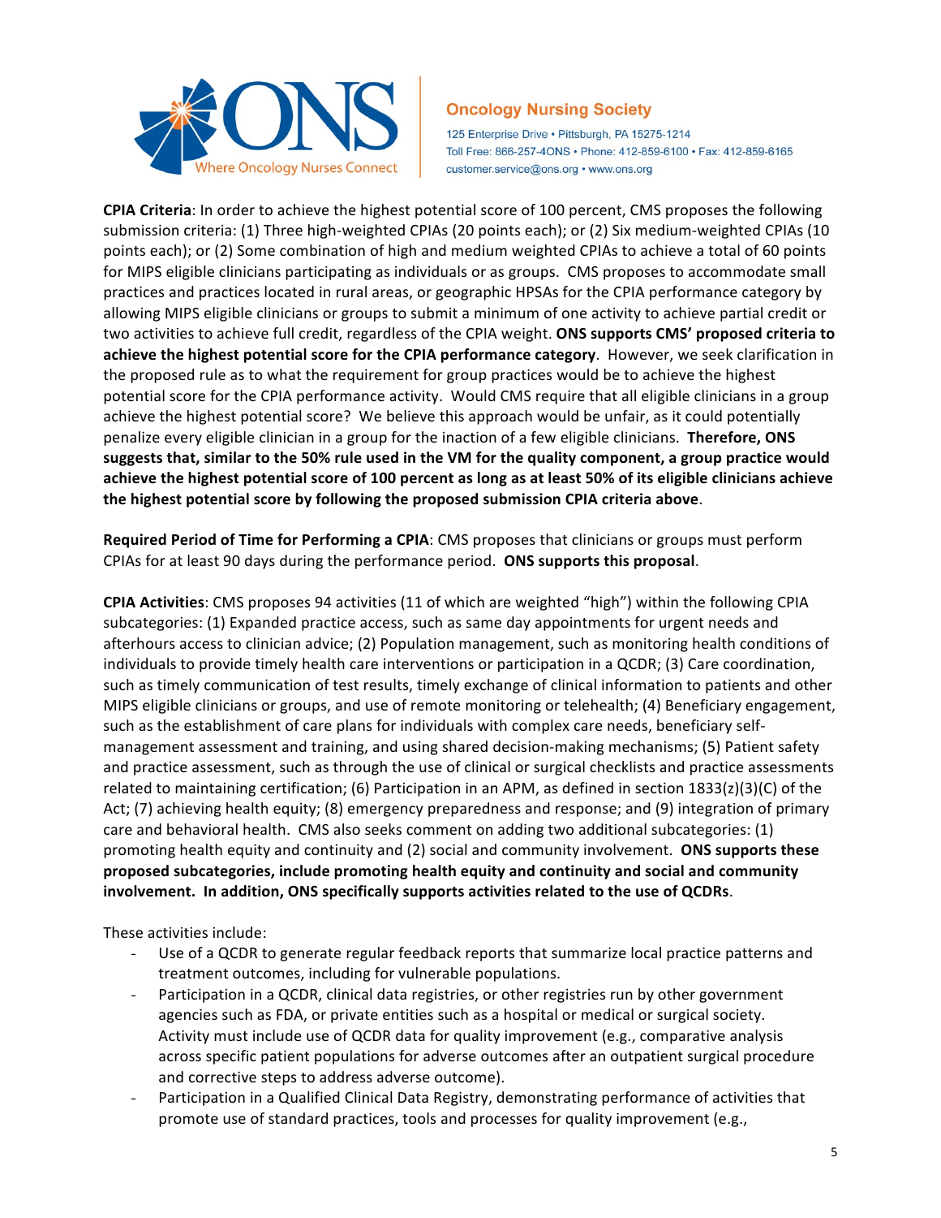**CPIA Criteria**: In order to achieve the highest potential score of 100 percent, CMS proposes the following submission criteria: (1) Three high-weighted CPIAs (20 points each); or (2) Six medium-weighted CPIAs (10 points each); or (2) Some combination of high and medium weighted CPIAs to achieve a total of 60 points for MIPS eligible clinicians participating as individuals or as groups. CMS proposes to accommodate small practices and practices located in rural areas, or geographic HPSAs for the CPIA performance category by allowing MIPS eligible clinicians or groups to submit a minimum of one activity to achieve partial credit or two activities to achieve full credit, regardless of the CPIA weight. **ONS supports CMS' proposed criteria to achieve the highest potential score for the CPIA performance category**. However, we seek clarification in the proposed rule as to what the requirement for group practices would be to achieve the highest potential score for the CPIA performance activity. Would CMS require that all eligible clinicians in a group achieve the highest potential score? We believe this approach would be unfair, as it could potentially penalize every eligible clinician in a group for the inaction of a few eligible clinicians. **Therefore, ONS suggests that, similar to the 50% rule used in the VM for the quality component, a group practice would achieve the highest potential score of 100 percent as long as at least 50% of its eligible clinicians achieve the highest potential score by following the proposed submission CPIA criteria above**.

**Required Period of Time for Performing a CPIA**: CMS proposes that clinicians or groups must perform CPIAs for at least 90 days during the performance period. **ONS supports this proposal**.

**CPIA Activities**: CMS proposes 94 activities (11 of which are weighted "high") within the following CPIA subcategories: (1) Expanded practice access, such as same day appointments for urgent needs and afterhours access to clinician advice; (2) Population management, such as monitoring health conditions of individuals to provide timely health care interventions or participation in a QCDR; (3) Care coordination, such as timely communication of test results, timely exchange of clinical information to patients and other MIPS eligible clinicians or groups, and use of remote monitoring or telehealth; (4) Beneficiary engagement, such as the establishment of care plans for individuals with complex care needs, beneficiary self-management assessment and training, and using shared decision-making mechanisms; (5) Patient safety and practice assessment, such as through the use of clinical or surgical checklists and practice assessments related to maintaining certification; (6) Participation in an APM, as defined in section 1833(z)(3)(C) of the Act; (7) achieving health equity; (8) emergency preparedness and response; and (9) integration of primary care and behavioral health. CMS also seeks comment on adding two additional subcategories: (1) promoting health equity and continuity and (2) social and community involvement. **ONS supports these proposed subcategories, include promoting health equity and continuity and social and community involvement. In addition, ONS specifically supports activities related to the use of QCDRs**.

These activities include:

- Use of a QCDR to generate regular feedback reports that summarize local practice patterns and treatment outcomes, including for vulnerable populations.
- Participation in a QCDR, clinical data registries, or other registries run by other government agencies such as FDA, or private entities such as a hospital or medical or surgical society. Activity must include use of QCDR data for quality improvement (e.g., comparative analysis across specific patient populations for adverse outcomes after an outpatient surgical procedure and corrective steps to address adverse outcome).
- Participation in a Qualified Clinical Data Registry, demonstrating performance of activities that promote use of standard practices, tools and processes for quality improvement (e.g.,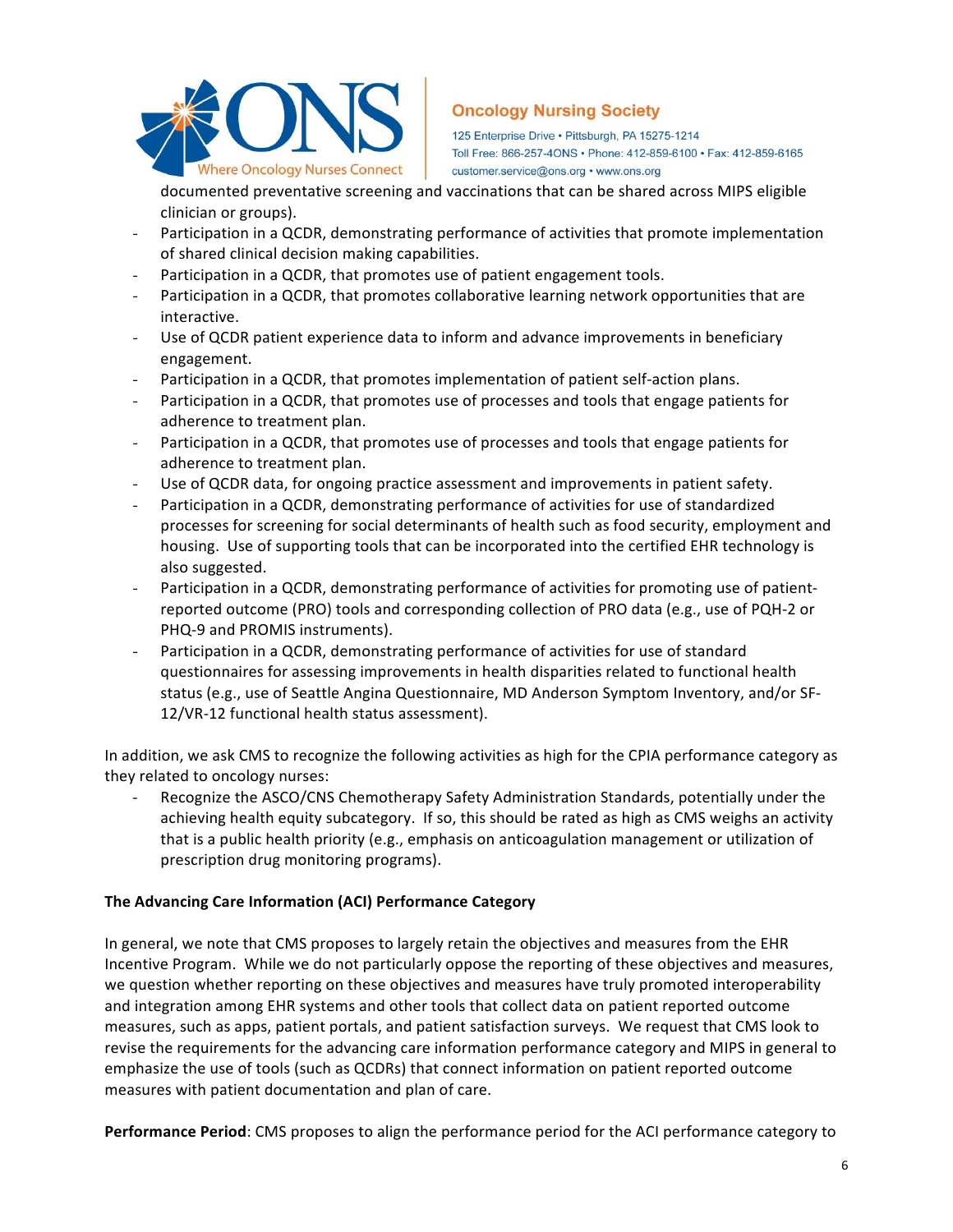documented preventative screening and vaccinations that can be shared across MIPS eligible clinician or groups).

- Participation in a QCDR, demonstrating performance of activities that promote implementation of shared clinical decision making capabilities.
- Participation in a QCDR, that promotes use of patient engagement tools.
- Participation in a QCDR, that promotes collaborative learning network opportunities that are interactive.
- Use of QCDR patient experience data to inform and advance improvements in beneficiary engagement.
- Participation in a QCDR, that promotes implementation of patient self-action plans.
- Participation in a QCDR, that promotes use of processes and tools that engage patients for adherence to treatment plan.
- Participation in a QCDR, that promotes use of processes and tools that engage patients for adherence to treatment plan.
- Use of QCDR data, for ongoing practice assessment and improvements in patient safety.
- Participation in a QCDR, demonstrating performance of activities for use of standardized processes for screening for social determinants of health such as food security, employment and housing. Use of supporting tools that can be incorporated into the certified EHR technology is also suggested.
- Participation in a QCDR, demonstrating performance of activities for promoting use of patient-reported outcome (PRO) tools and corresponding collection of PRO data (e.g., use of PQH-2 or PHQ-9 and PROMIS instruments).
- Participation in a QCDR, demonstrating performance of activities for use of standard questionnaires for assessing improvements in health disparities related to functional health status (e.g., use of Seattle Angina Questionnaire, MD Anderson Symptom Inventory, and/or SF-12/VR-12 functional health status assessment).

In addition, we ask CMS to recognize the following activities as high for the CPIA performance category as they related to oncology nurses:

- Recognize the ASCO/CNS Chemotherapy Safety Administration Standards, potentially under the achieving health equity subcategory. If so, this should be rated as high as CMS weighs an activity that is a public health priority (e.g., emphasis on anticoagulation management or utilization of prescription drug monitoring programs).

**The Advancing Care Information (ACI) Performance Category**

In general, we note that CMS proposes to largely retain the objectives and measures from the EHR Incentive Program. While we do not particularly oppose the reporting of these objectives and measures, we question whether reporting on these objectives and measures have truly promoted interoperability and integration among EHR systems and other tools that collect data on patient reported outcome measures, such as apps, patient portals, and patient satisfaction surveys. We request that CMS look to revise the requirements for the advancing care information performance category and MIPS in general to emphasize the use of tools (such as QCDRs) that connect information on patient reported outcome measures with patient documentation and plan of care.

**Performance Period**: CMS proposes to align the performance period for the ACI performance category to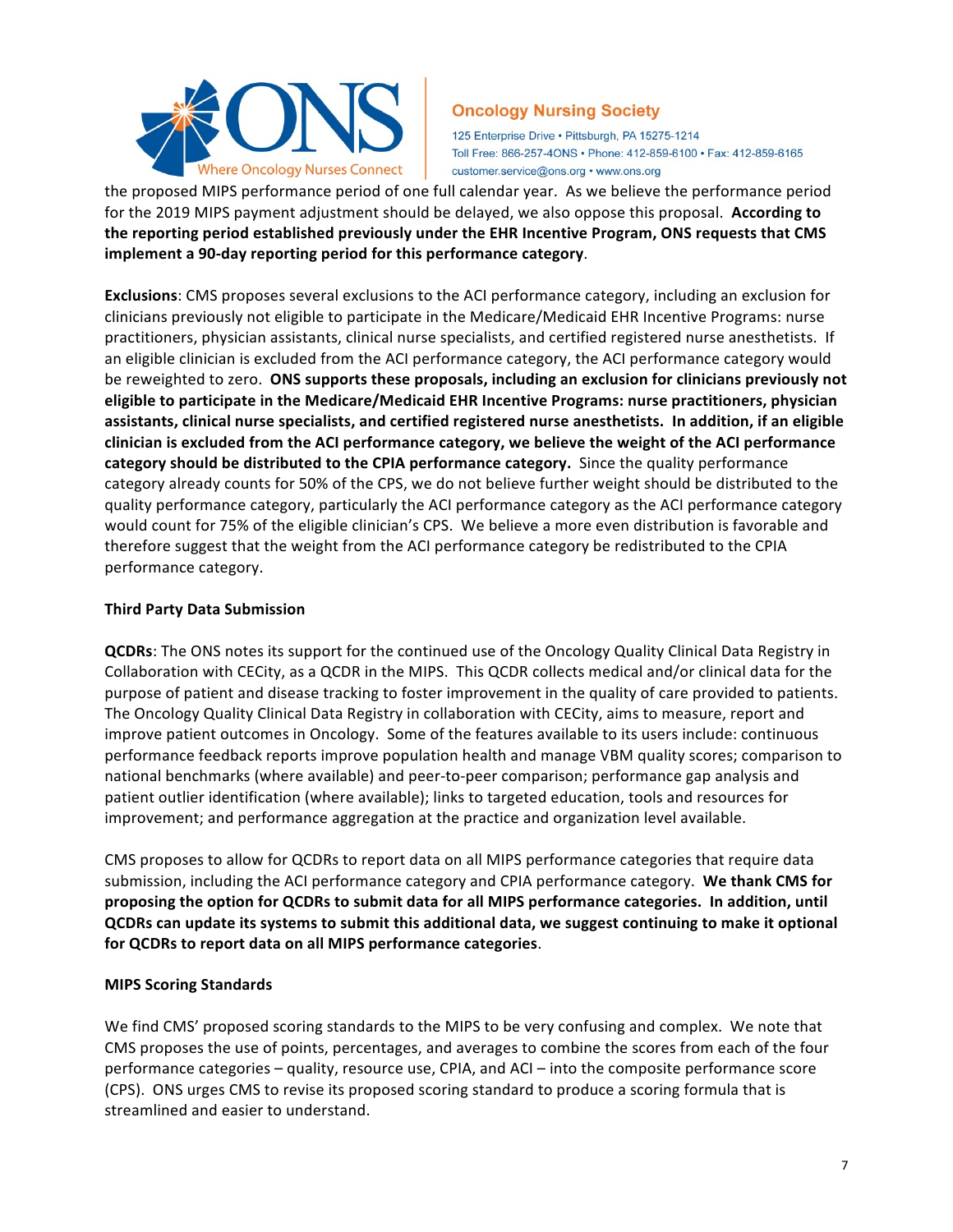the proposed MIPS performance period of one full calendar year. As we believe the performance period for the 2019 MIPS payment adjustment should be delayed, we also oppose this proposal. **According to the reporting period established previously under the EHR Incentive Program, ONS requests that CMS implement a 90-day reporting period for this performance category**.

**Exclusions**: CMS proposes several exclusions to the ACI performance category, including an exclusion for clinicians previously not eligible to participate in the Medicare/Medicaid EHR Incentive Programs: nurse practitioners, physician assistants, clinical nurse specialists, and certified registered nurse anesthetists. If an eligible clinician is excluded from the ACI performance category, the ACI performance category would be reweighted to zero. **ONS supports these proposals, including an exclusion for clinicians previously not eligible to participate in the Medicare/Medicaid EHR Incentive Programs: nurse practitioners, physician assistants, clinical nurse specialists, and certified registered nurse anesthetists. In addition, if an eligible clinician is excluded from the ACI performance category, we believe the weight of the ACI performance category should be distributed to the CPIA performance category.** Since the quality performance category already counts for 50% of the CPS, we do not believe further weight should be distributed to the quality performance category, particularly the ACI performance category as the ACI performance category would count for 75% of the eligible clinician's CPS. We believe a more even distribution is favorable and therefore suggest that the weight from the ACI performance category be redistributed to the CPIA performance category.

**Third Party Data Submission**

**QCDRs**: The ONS notes its support for the continued use of the Oncology Quality Clinical Data Registry in Collaboration with CECity, as a QCDR in the MIPS. This QCDR collects medical and/or clinical data for the purpose of patient and disease tracking to foster improvement in the quality of care provided to patients. The Oncology Quality Clinical Data Registry in collaboration with CECity, aims to measure, report and improve patient outcomes in Oncology. Some of the features available to its users include: continuous performance feedback reports improve population health and manage VBM quality scores; comparison to national benchmarks (where available) and peer-to-peer comparison; performance gap analysis and patient outlier identification (where available); links to targeted education, tools and resources for improvement; and performance aggregation at the practice and organization level available.

CMS proposes to allow for QCDRs to report data on all MIPS performance categories that require data submission, including the ACI performance category and CPIA performance category. **We thank CMS for proposing the option for QCDRs to submit data for all MIPS performance categories. In addition, until QCDRs can update its systems to submit this additional data, we suggest continuing to make it optional for QCDRs to report data on all MIPS performance categories**.

**MIPS Scoring Standards**

We find CMS' proposed scoring standards to the MIPS to be very confusing and complex. We note that CMS proposes the use of points, percentages, and averages to combine the scores from each of the four performance categories – quality, resource use, CPIA, and ACI – into the composite performance score (CPS). ONS urges CMS to revise its proposed scoring standard to produce a scoring formula that is streamlined and easier to understand.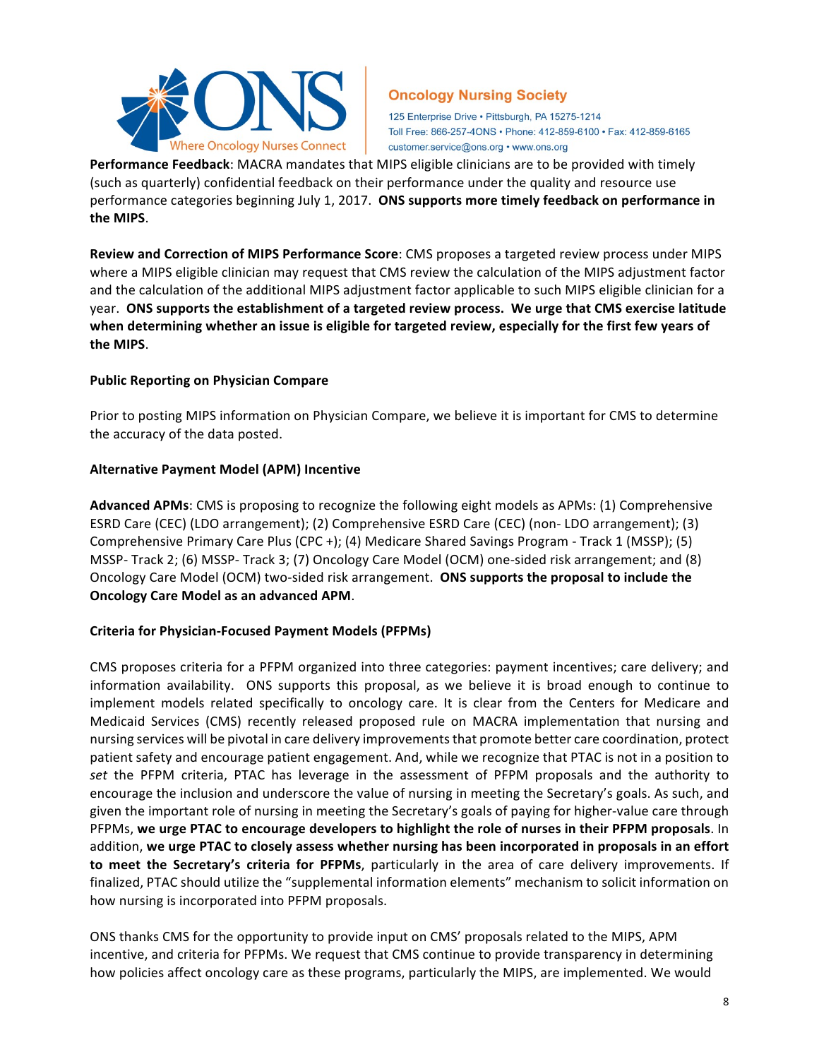**Performance Feedback**: MACRA mandates that MIPS eligible clinicians are to be provided with timely (such as quarterly) confidential feedback on their performance under the quality and resource use performance categories beginning July 1, 2017. **ONS supports more timely feedback on performance in the MIPS**.

**Review and Correction of MIPS Performance Score**: CMS proposes a targeted review process under MIPS where a MIPS eligible clinician may request that CMS review the calculation of the MIPS adjustment factor and the calculation of the additional MIPS adjustment factor applicable to such MIPS eligible clinician for a year. **ONS supports the establishment of a targeted review process. We urge that CMS exercise latitude when determining whether an issue is eligible for targeted review, especially for the first few years of the MIPS**.

**Public Reporting on Physician Compare**

Prior to posting MIPS information on Physician Compare, we believe it is important for CMS to determine the accuracy of the data posted.

**Alternative Payment Model (APM) Incentive**

**Advanced APMs**: CMS is proposing to recognize the following eight models as APMs: (1) Comprehensive ESRD Care (CEC) (LDO arrangement); (2) Comprehensive ESRD Care (CEC) (non- LDO arrangement); (3) Comprehensive Primary Care Plus (CPC +); (4) Medicare Shared Savings Program - Track 1 (MSSP); (5) MSSP- Track 2; (6) MSSP- Track 3; (7) Oncology Care Model (OCM) one-sided risk arrangement; and (8) Oncology Care Model (OCM) two-sided risk arrangement. **ONS supports the proposal to include the Oncology Care Model as an advanced APM**.

**Criteria for Physician-Focused Payment Models (PFPMs)**

CMS proposes criteria for a PFPM organized into three categories: payment incentives; care delivery; and information availability. ONS supports this proposal, as we believe it is broad enough to continue to implement models related specifically to oncology care. It is clear from the Centers for Medicare and Medicaid Services (CMS) recently released proposed rule on MACRA implementation that nursing and nursing services will be pivotal in care delivery improvements that promote better care coordination, protect patient safety and encourage patient engagement. And, while we recognize that PTAC is not in a position to *set* the PFPM criteria, PTAC has leverage in the assessment of PFPM proposals and the authority to encourage the inclusion and underscore the value of nursing in meeting the Secretary's goals. As such, and given the important role of nursing in meeting the Secretary's goals of paying for higher-value care through PFPMs, **we urge PTAC to encourage developers to highlight the role of nurses in their PFPM proposals**. In addition, **we urge PTAC to closely assess whether nursing has been incorporated in proposals in an effort to meet the Secretary's criteria for PFPMs**, particularly in the area of care delivery improvements. If finalized, PTAC should utilize the "supplemental information elements" mechanism to solicit information on how nursing is incorporated into PFPM proposals.

ONS thanks CMS for the opportunity to provide input on CMS' proposals related to the MIPS, APM incentive, and criteria for PFPMs. We request that CMS continue to provide transparency in determining how policies affect oncology care as these programs, particularly the MIPS, are implemented. We would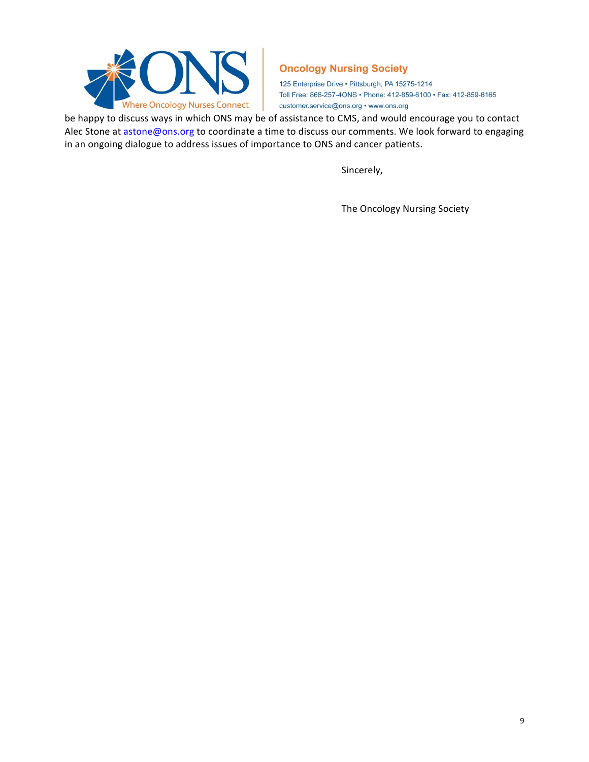be happy to discuss ways in which ONS may be of assistance to CMS, and would encourage you to contact Alec Stone at astone@ons.org to coordinate a time to discuss our comments. We look forward to engaging in an ongoing dialogue to address issues of importance to ONS and cancer patients.

Sincerely,

The Oncology Nursing Society